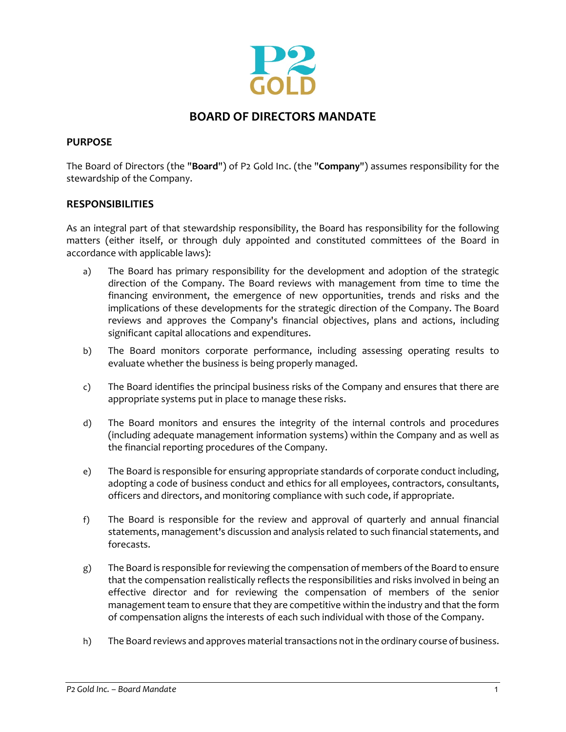# BOARD OF DIRECTORS MANDATE

## PURPOSE

The Board of Directors (the "**Board**") of P2 Gold Inc. (the "**Company**") assumes responsibility for the stewardship of the Company.

## RESPONSIBILITIES

As an integral part of that stewardship responsibility, the Board has responsibility for the following matters (either itself, or through duly appointed and constituted committees of the Board in accordance with applicable laws):

a) The Board has primary responsibility for the development and adoption of the strategic direction of the Company. The Board reviews with management from time to time the financing environment, the emergence of new opportunities, trends and risks and the implications of these developments for the strategic direction of the Company. The Board reviews and approves the Company's financial objectives, plans and actions, including significant capital allocations and expenditures.

b) The Board monitors corporate performance, including assessing operating results to evaluate whether the business is being properly managed.

c) The Board identifies the principal business risks of the Company and ensures that there are appropriate systems put in place to manage these risks.

d) The Board monitors and ensures the integrity of the internal controls and procedures (including adequate management information systems) within the Company and as well as the financial reporting procedures of the Company.

e) The Board is responsible for ensuring appropriate standards of corporate conduct including, adopting a code of business conduct and ethics for all employees, contractors, consultants, officers and directors, and monitoring compliance with such code, if appropriate.

f) The Board is responsible for the review and approval of quarterly and annual financial statements, management's discussion and analysis related to such financial statements, and forecasts.

g) The Board is responsible for reviewing the compensation of members of the Board to ensure that the compensation realistically reflects the responsibilities and risks involved in being an effective director and for reviewing the compensation of members of the senior management team to ensure that they are competitive within the industry and that the form of compensation aligns the interests of each such individual with those of the Company.

h) The Board reviews and approves material transactions not in the ordinary course of business.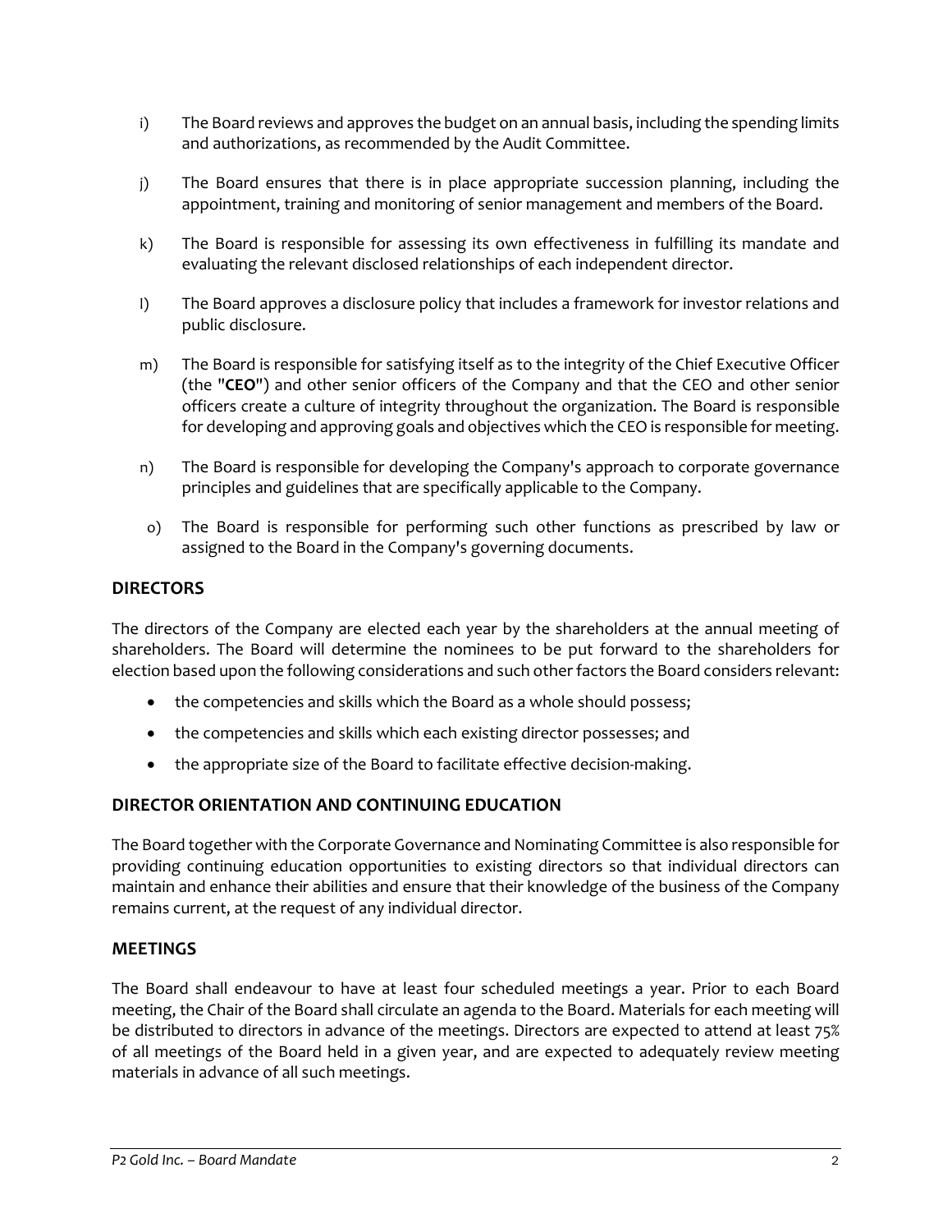i) The Board reviews and approves the budget on an annual basis, including the spending limits and authorizations, as recommended by the Audit Committee.

j) The Board ensures that there is in place appropriate succession planning, including the appointment, training and monitoring of senior management and members of the Board.

k) The Board is responsible for assessing its own effectiveness in fulfilling its mandate and evaluating the relevant disclosed relationships of each independent director.

l) The Board approves a disclosure policy that includes a framework for investor relations and public disclosure.

m) The Board is responsible for satisfying itself as to the integrity of the Chief Executive Officer (the "**CEO**") and other senior officers of the Company and that the CEO and other senior officers create a culture of integrity throughout the organization. The Board is responsible for developing and approving goals and objectives which the CEO is responsible for meeting.

n) The Board is responsible for developing the Company's approach to corporate governance principles and guidelines that are specifically applicable to the Company.

o) The Board is responsible for performing such other functions as prescribed by law or assigned to the Board in the Company's governing documents.

## DIRECTORS

The directors of the Company are elected each year by the shareholders at the annual meeting of shareholders. The Board will determine the nominees to be put forward to the shareholders for election based upon the following considerations and such other factors the Board considers relevant:

- the competencies and skills which the Board as a whole should possess;
- the competencies and skills which each existing director possesses; and
- the appropriate size of the Board to facilitate effective decision-making.

## DIRECTOR ORIENTATION AND CONTINUING EDUCATION

The Board together with the Corporate Governance and Nominating Committee is also responsible for providing continuing education opportunities to existing directors so that individual directors can maintain and enhance their abilities and ensure that their knowledge of the business of the Company remains current, at the request of any individual director.

## MEETINGS

The Board shall endeavour to have at least four scheduled meetings a year. Prior to each Board meeting, the Chair of the Board shall circulate an agenda to the Board. Materials for each meeting will be distributed to directors in advance of the meetings. Directors are expected to attend at least 75% of all meetings of the Board held in a given year, and are expected to adequately review meeting materials in advance of all such meetings.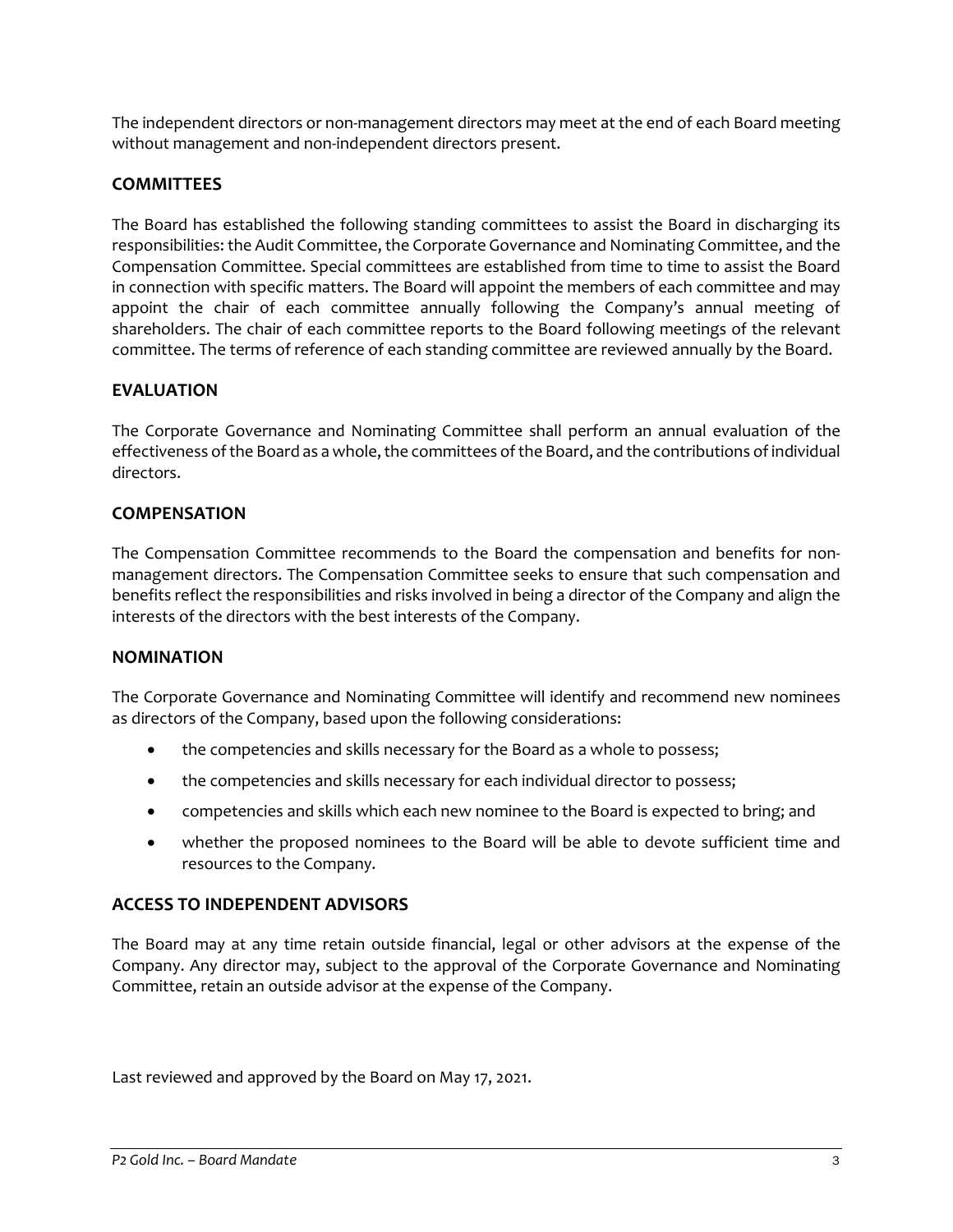The independent directors or non-management directors may meet at the end of each Board meeting without management and non-independent directors present.

## COMMITTEES

The Board has established the following standing committees to assist the Board in discharging its responsibilities: the Audit Committee, the Corporate Governance and Nominating Committee, and the Compensation Committee. Special committees are established from time to time to assist the Board in connection with specific matters. The Board will appoint the members of each committee and may appoint the chair of each committee annually following the Company's annual meeting of shareholders. The chair of each committee reports to the Board following meetings of the relevant committee. The terms of reference of each standing committee are reviewed annually by the Board.

## EVALUATION

The Corporate Governance and Nominating Committee shall perform an annual evaluation of the effectiveness of the Board as a whole, the committees of the Board, and the contributions of individual directors.

## COMPENSATION

The Compensation Committee recommends to the Board the compensation and benefits for non-management directors. The Compensation Committee seeks to ensure that such compensation and benefits reflect the responsibilities and risks involved in being a director of the Company and align the interests of the directors with the best interests of the Company.

## NOMINATION

The Corporate Governance and Nominating Committee will identify and recommend new nominees as directors of the Company, based upon the following considerations:

- the competencies and skills necessary for the Board as a whole to possess;
- the competencies and skills necessary for each individual director to possess;
- competencies and skills which each new nominee to the Board is expected to bring; and
- whether the proposed nominees to the Board will be able to devote sufficient time and resources to the Company.

## ACCESS TO INDEPENDENT ADVISORS

The Board may at any time retain outside financial, legal or other advisors at the expense of the Company. Any director may, subject to the approval of the Corporate Governance and Nominating Committee, retain an outside advisor at the expense of the Company.

Last reviewed and approved by the Board on May 17, 2021.